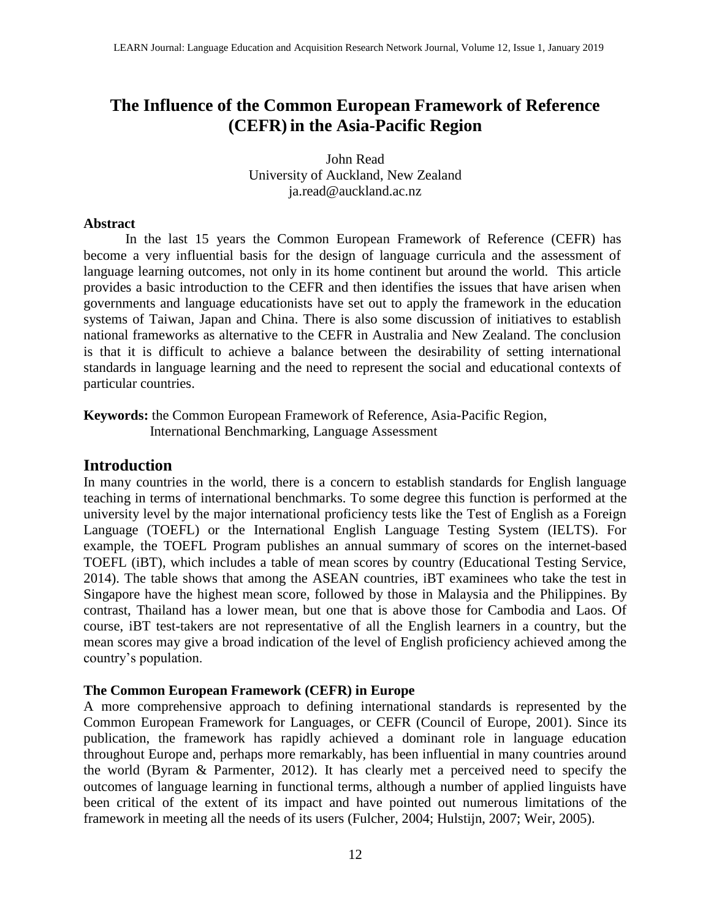# The Influence of the Common European Framework of Reference (CEFR) in the Asia-Pacific Region

John Read
University of Auckland, New Zealand
ja.read@auckland.ac.nz

**Abstract**

In the last 15 years the Common European Framework of Reference (CEFR) has become a very influential basis for the design of language curricula and the assessment of language learning outcomes, not only in its home continent but around the world. This article provides a basic introduction to the CEFR and then identifies the issues that have arisen when governments and language educationists have set out to apply the framework in the education systems of Taiwan, Japan and China. There is also some discussion of initiatives to establish national frameworks as alternative to the CEFR in Australia and New Zealand. The conclusion is that it is difficult to achieve a balance between the desirability of setting international standards in language learning and the need to represent the social and educational contexts of particular countries.

**Keywords:** the Common European Framework of Reference, Asia-Pacific Region, International Benchmarking, Language Assessment

## Introduction

In many countries in the world, there is a concern to establish standards for English language teaching in terms of international benchmarks. To some degree this function is performed at the university level by the major international proficiency tests like the Test of English as a Foreign Language (TOEFL) or the International English Language Testing System (IELTS). For example, the TOEFL Program publishes an annual summary of scores on the internet-based TOEFL (iBT), which includes a table of mean scores by country (Educational Testing Service, 2014). The table shows that among the ASEAN countries, iBT examinees who take the test in Singapore have the highest mean score, followed by those in Malaysia and the Philippines. By contrast, Thailand has a lower mean, but one that is above those for Cambodia and Laos. Of course, iBT test-takers are not representative of all the English learners in a country, but the mean scores may give a broad indication of the level of English proficiency achieved among the country's population.

### The Common European Framework (CEFR) in Europe

A more comprehensive approach to defining international standards is represented by the Common European Framework for Languages, or CEFR (Council of Europe, 2001). Since its publication, the framework has rapidly achieved a dominant role in language education throughout Europe and, perhaps more remarkably, has been influential in many countries around the world (Byram & Parmenter, 2012). It has clearly met a perceived need to specify the outcomes of language learning in functional terms, although a number of applied linguists have been critical of the extent of its impact and have pointed out numerous limitations of the framework in meeting all the needs of its users (Fulcher, 2004; Hulstijn, 2007; Weir, 2005).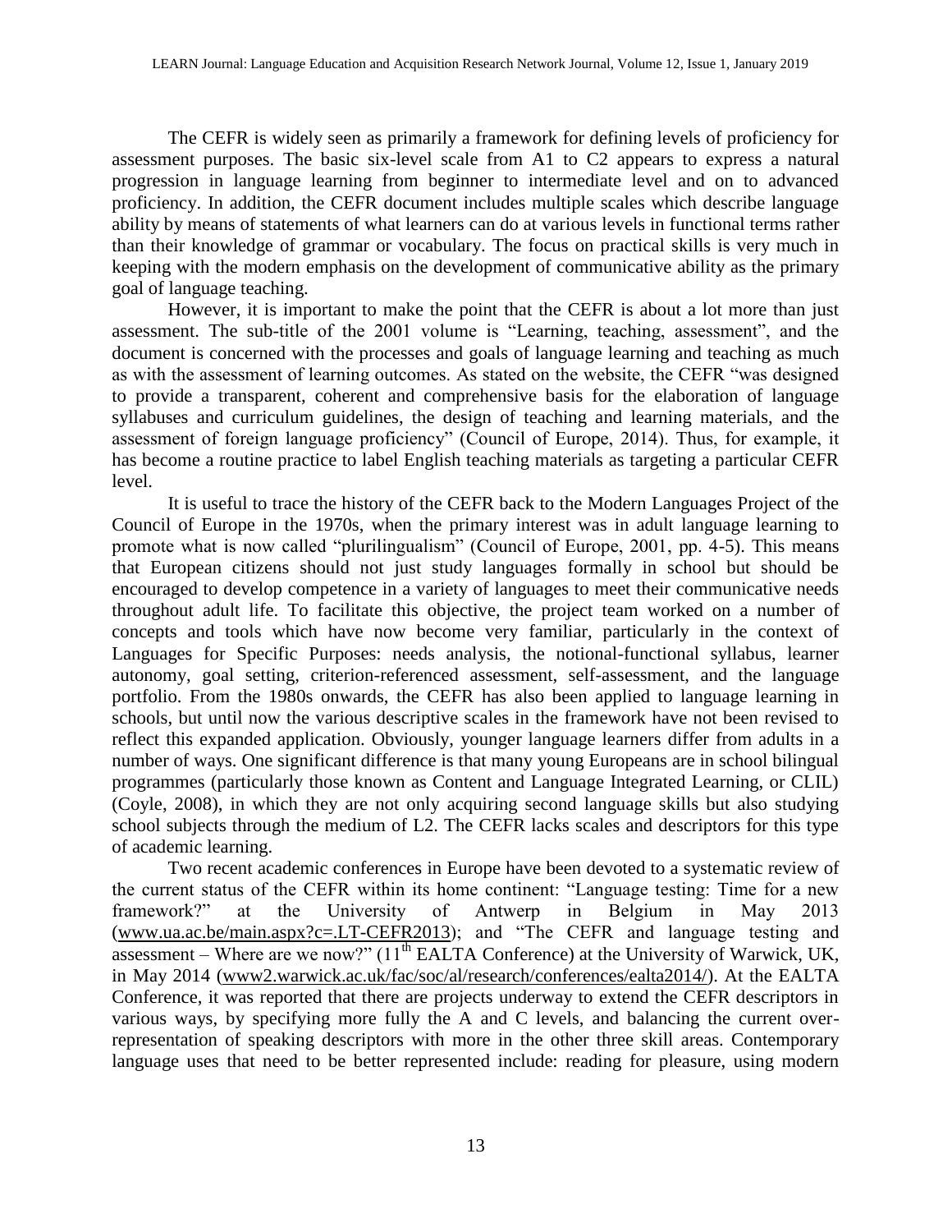The CEFR is widely seen as primarily a framework for defining levels of proficiency for assessment purposes. The basic six-level scale from A1 to C2 appears to express a natural progression in language learning from beginner to intermediate level and on to advanced proficiency. In addition, the CEFR document includes multiple scales which describe language ability by means of statements of what learners can do at various levels in functional terms rather than their knowledge of grammar or vocabulary. The focus on practical skills is very much in keeping with the modern emphasis on the development of communicative ability as the primary goal of language teaching.

However, it is important to make the point that the CEFR is about a lot more than just assessment. The sub-title of the 2001 volume is "Learning, teaching, assessment", and the document is concerned with the processes and goals of language learning and teaching as much as with the assessment of learning outcomes. As stated on the website, the CEFR "was designed to provide a transparent, coherent and comprehensive basis for the elaboration of language syllabuses and curriculum guidelines, the design of teaching and learning materials, and the assessment of foreign language proficiency" (Council of Europe, 2014). Thus, for example, it has become a routine practice to label English teaching materials as targeting a particular CEFR level.

It is useful to trace the history of the CEFR back to the Modern Languages Project of the Council of Europe in the 1970s, when the primary interest was in adult language learning to promote what is now called "plurilingualism" (Council of Europe, 2001, pp. 4-5). This means that European citizens should not just study languages formally in school but should be encouraged to develop competence in a variety of languages to meet their communicative needs throughout adult life. To facilitate this objective, the project team worked on a number of concepts and tools which have now become very familiar, particularly in the context of Languages for Specific Purposes: needs analysis, the notional-functional syllabus, learner autonomy, goal setting, criterion-referenced assessment, self-assessment, and the language portfolio. From the 1980s onwards, the CEFR has also been applied to language learning in schools, but until now the various descriptive scales in the framework have not been revised to reflect this expanded application. Obviously, younger language learners differ from adults in a number of ways. One significant difference is that many young Europeans are in school bilingual programmes (particularly those known as Content and Language Integrated Learning, or CLIL) (Coyle, 2008), in which they are not only acquiring second language skills but also studying school subjects through the medium of L2. The CEFR lacks scales and descriptors for this type of academic learning.

Two recent academic conferences in Europe have been devoted to a systematic review of the current status of the CEFR within its home continent: "Language testing: Time for a new framework?" at the University of Antwerp in Belgium in May 2013 (www.ua.ac.be/main.aspx?c=.LT-CEFR2013); and "The CEFR and language testing and assessment – Where are we now?" (11th EALTA Conference) at the University of Warwick, UK, in May 2014 (www2.warwick.ac.uk/fac/soc/al/research/conferences/ealta2014/). At the EALTA Conference, it was reported that there are projects underway to extend the CEFR descriptors in various ways, by specifying more fully the A and C levels, and balancing the current over-representation of speaking descriptors with more in the other three skill areas. Contemporary language uses that need to be better represented include: reading for pleasure, using modern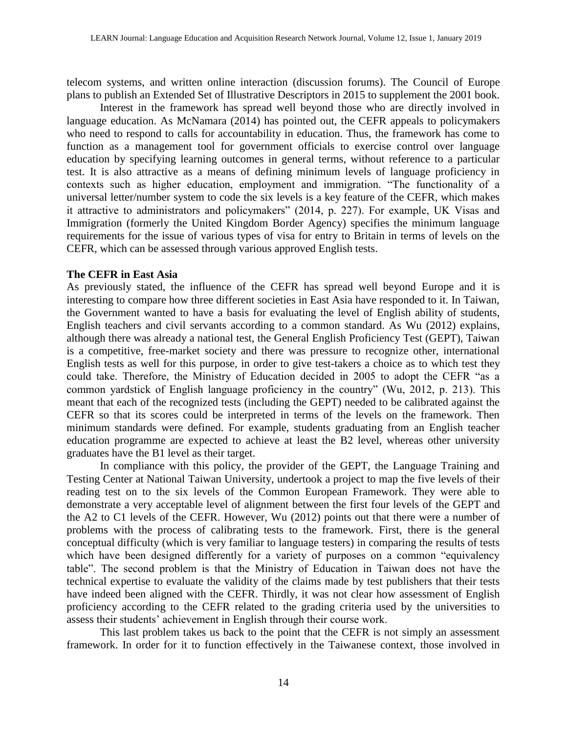telecom systems, and written online interaction (discussion forums). The Council of Europe plans to publish an Extended Set of Illustrative Descriptors in 2015 to supplement the 2001 book.

Interest in the framework has spread well beyond those who are directly involved in language education. As McNamara (2014) has pointed out, the CEFR appeals to policymakers who need to respond to calls for accountability in education. Thus, the framework has come to function as a management tool for government officials to exercise control over language education by specifying learning outcomes in general terms, without reference to a particular test. It is also attractive as a means of defining minimum levels of language proficiency in contexts such as higher education, employment and immigration. "The functionality of a universal letter/number system to code the six levels is a key feature of the CEFR, which makes it attractive to administrators and policymakers" (2014, p. 227). For example, UK Visas and Immigration (formerly the United Kingdom Border Agency) specifies the minimum language requirements for the issue of various types of visa for entry to Britain in terms of levels on the CEFR, which can be assessed through various approved English tests.

**The CEFR in East Asia**

As previously stated, the influence of the CEFR has spread well beyond Europe and it is interesting to compare how three different societies in East Asia have responded to it. In Taiwan, the Government wanted to have a basis for evaluating the level of English ability of students, English teachers and civil servants according to a common standard. As Wu (2012) explains, although there was already a national test, the General English Proficiency Test (GEPT), Taiwan is a competitive, free-market society and there was pressure to recognize other, international English tests as well for this purpose, in order to give test-takers a choice as to which test they could take. Therefore, the Ministry of Education decided in 2005 to adopt the CEFR "as a common yardstick of English language proficiency in the country" (Wu, 2012, p. 213). This meant that each of the recognized tests (including the GEPT) needed to be calibrated against the CEFR so that its scores could be interpreted in terms of the levels on the framework. Then minimum standards were defined. For example, students graduating from an English teacher education programme are expected to achieve at least the B2 level, whereas other university graduates have the B1 level as their target.

In compliance with this policy, the provider of the GEPT, the Language Training and Testing Center at National Taiwan University, undertook a project to map the five levels of their reading test on to the six levels of the Common European Framework. They were able to demonstrate a very acceptable level of alignment between the first four levels of the GEPT and the A2 to C1 levels of the CEFR. However, Wu (2012) points out that there were a number of problems with the process of calibrating tests to the framework. First, there is the general conceptual difficulty (which is very familiar to language testers) in comparing the results of tests which have been designed differently for a variety of purposes on a common "equivalency table". The second problem is that the Ministry of Education in Taiwan does not have the technical expertise to evaluate the validity of the claims made by test publishers that their tests have indeed been aligned with the CEFR. Thirdly, it was not clear how assessment of English proficiency according to the CEFR related to the grading criteria used by the universities to assess their students' achievement in English through their course work.

This last problem takes us back to the point that the CEFR is not simply an assessment framework. In order for it to function effectively in the Taiwanese context, those involved in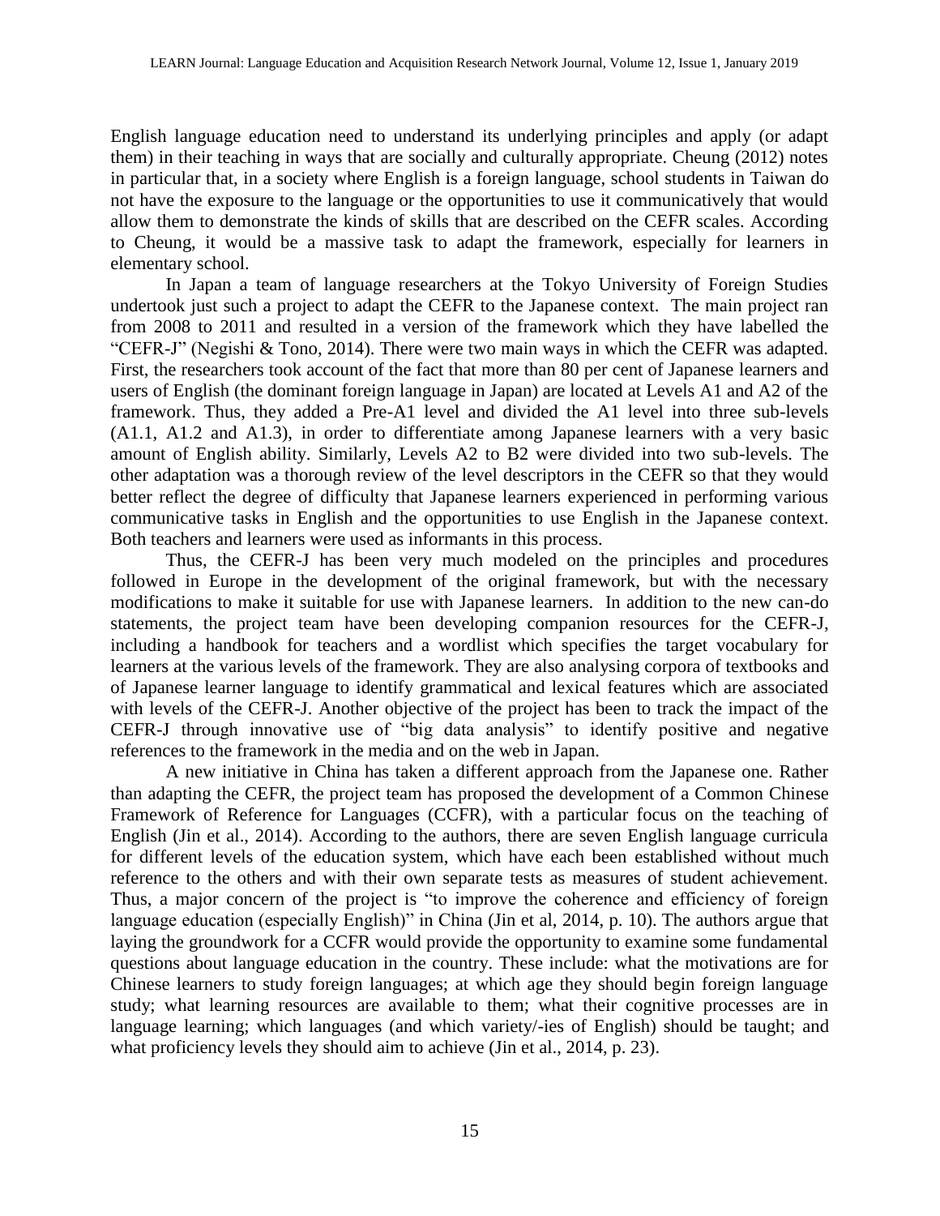English language education need to understand its underlying principles and apply (or adapt them) in their teaching in ways that are socially and culturally appropriate. Cheung (2012) notes in particular that, in a society where English is a foreign language, school students in Taiwan do not have the exposure to the language or the opportunities to use it communicatively that would allow them to demonstrate the kinds of skills that are described on the CEFR scales. According to Cheung, it would be a massive task to adapt the framework, especially for learners in elementary school.

In Japan a team of language researchers at the Tokyo University of Foreign Studies undertook just such a project to adapt the CEFR to the Japanese context. The main project ran from 2008 to 2011 and resulted in a version of the framework which they have labelled the "CEFR-J" (Negishi & Tono, 2014). There were two main ways in which the CEFR was adapted. First, the researchers took account of the fact that more than 80 per cent of Japanese learners and users of English (the dominant foreign language in Japan) are located at Levels A1 and A2 of the framework. Thus, they added a Pre-A1 level and divided the A1 level into three sub-levels (A1.1, A1.2 and A1.3), in order to differentiate among Japanese learners with a very basic amount of English ability. Similarly, Levels A2 to B2 were divided into two sub-levels. The other adaptation was a thorough review of the level descriptors in the CEFR so that they would better reflect the degree of difficulty that Japanese learners experienced in performing various communicative tasks in English and the opportunities to use English in the Japanese context. Both teachers and learners were used as informants in this process.

Thus, the CEFR-J has been very much modeled on the principles and procedures followed in Europe in the development of the original framework, but with the necessary modifications to make it suitable for use with Japanese learners. In addition to the new can-do statements, the project team have been developing companion resources for the CEFR-J, including a handbook for teachers and a wordlist which specifies the target vocabulary for learners at the various levels of the framework. They are also analysing corpora of textbooks and of Japanese learner language to identify grammatical and lexical features which are associated with levels of the CEFR-J. Another objective of the project has been to track the impact of the CEFR-J through innovative use of "big data analysis" to identify positive and negative references to the framework in the media and on the web in Japan.

A new initiative in China has taken a different approach from the Japanese one. Rather than adapting the CEFR, the project team has proposed the development of a Common Chinese Framework of Reference for Languages (CCFR), with a particular focus on the teaching of English (Jin et al., 2014). According to the authors, there are seven English language curricula for different levels of the education system, which have each been established without much reference to the others and with their own separate tests as measures of student achievement. Thus, a major concern of the project is "to improve the coherence and efficiency of foreign language education (especially English)" in China (Jin et al, 2014, p. 10). The authors argue that laying the groundwork for a CCFR would provide the opportunity to examine some fundamental questions about language education in the country. These include: what the motivations are for Chinese learners to study foreign languages; at which age they should begin foreign language study; what learning resources are available to them; what their cognitive processes are in language learning; which languages (and which variety/-ies of English) should be taught; and what proficiency levels they should aim to achieve (Jin et al., 2014, p. 23).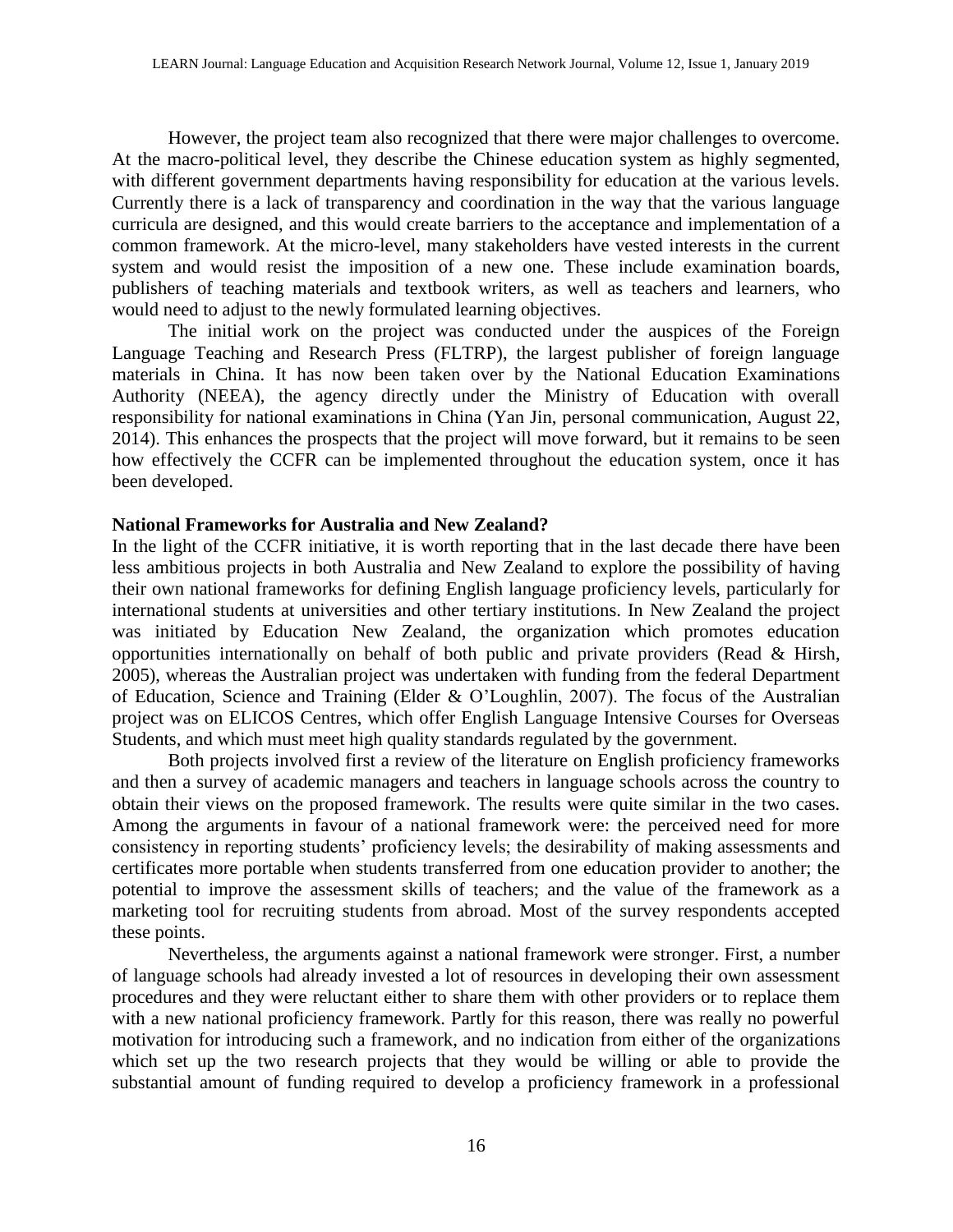However, the project team also recognized that there were major challenges to overcome. At the macro-political level, they describe the Chinese education system as highly segmented, with different government departments having responsibility for education at the various levels. Currently there is a lack of transparency and coordination in the way that the various language curricula are designed, and this would create barriers to the acceptance and implementation of a common framework. At the micro-level, many stakeholders have vested interests in the current system and would resist the imposition of a new one. These include examination boards, publishers of teaching materials and textbook writers, as well as teachers and learners, who would need to adjust to the newly formulated learning objectives.

The initial work on the project was conducted under the auspices of the Foreign Language Teaching and Research Press (FLTRP), the largest publisher of foreign language materials in China. It has now been taken over by the National Education Examinations Authority (NEEA), the agency directly under the Ministry of Education with overall responsibility for national examinations in China (Yan Jin, personal communication, August 22, 2014). This enhances the prospects that the project will move forward, but it remains to be seen how effectively the CCFR can be implemented throughout the education system, once it has been developed.

**National Frameworks for Australia and New Zealand?**

In the light of the CCFR initiative, it is worth reporting that in the last decade there have been less ambitious projects in both Australia and New Zealand to explore the possibility of having their own national frameworks for defining English language proficiency levels, particularly for international students at universities and other tertiary institutions. In New Zealand the project was initiated by Education New Zealand, the organization which promotes education opportunities internationally on behalf of both public and private providers (Read & Hirsh, 2005), whereas the Australian project was undertaken with funding from the federal Department of Education, Science and Training (Elder & O'Loughlin, 2007). The focus of the Australian project was on ELICOS Centres, which offer English Language Intensive Courses for Overseas Students, and which must meet high quality standards regulated by the government.

Both projects involved first a review of the literature on English proficiency frameworks and then a survey of academic managers and teachers in language schools across the country to obtain their views on the proposed framework. The results were quite similar in the two cases. Among the arguments in favour of a national framework were: the perceived need for more consistency in reporting students' proficiency levels; the desirability of making assessments and certificates more portable when students transferred from one education provider to another; the potential to improve the assessment skills of teachers; and the value of the framework as a marketing tool for recruiting students from abroad. Most of the survey respondents accepted these points.

Nevertheless, the arguments against a national framework were stronger. First, a number of language schools had already invested a lot of resources in developing their own assessment procedures and they were reluctant either to share them with other providers or to replace them with a new national proficiency framework. Partly for this reason, there was really no powerful motivation for introducing such a framework, and no indication from either of the organizations which set up the two research projects that they would be willing or able to provide the substantial amount of funding required to develop a proficiency framework in a professional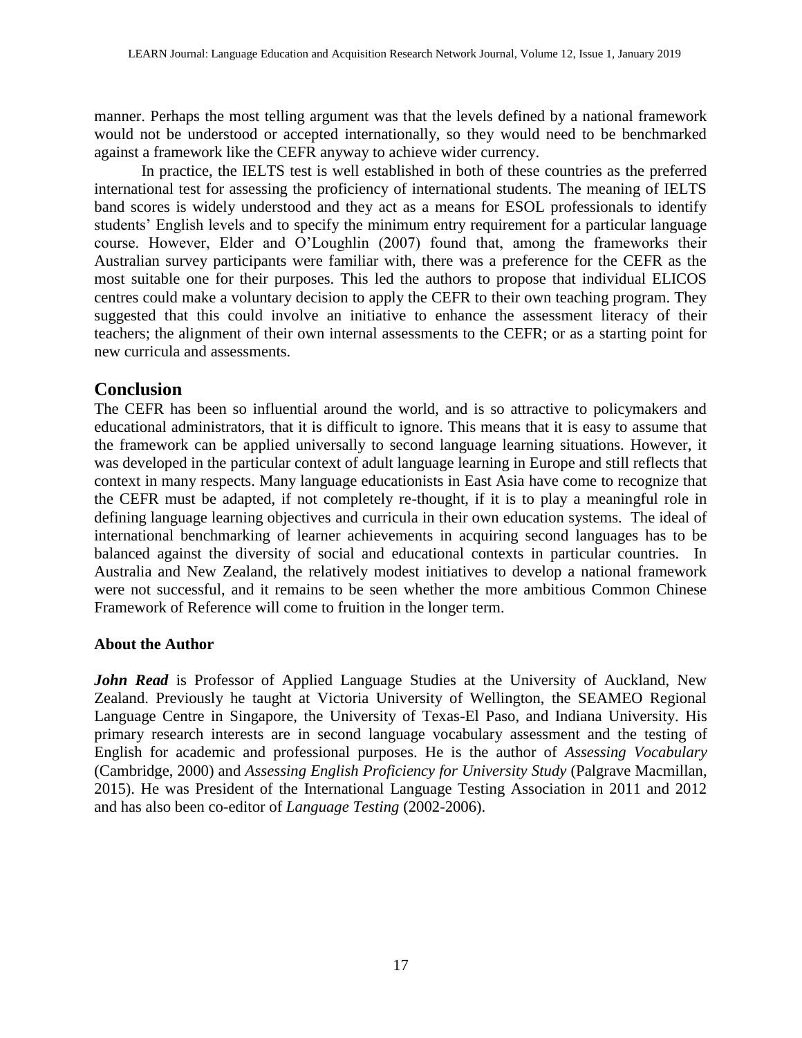manner. Perhaps the most telling argument was that the levels defined by a national framework would not be understood or accepted internationally, so they would need to be benchmarked against a framework like the CEFR anyway to achieve wider currency.

In practice, the IELTS test is well established in both of these countries as the preferred international test for assessing the proficiency of international students. The meaning of IELTS band scores is widely understood and they act as a means for ESOL professionals to identify students' English levels and to specify the minimum entry requirement for a particular language course. However, Elder and O'Loughlin (2007) found that, among the frameworks their Australian survey participants were familiar with, there was a preference for the CEFR as the most suitable one for their purposes. This led the authors to propose that individual ELICOS centres could make a voluntary decision to apply the CEFR to their own teaching program. They suggested that this could involve an initiative to enhance the assessment literacy of their teachers; the alignment of their own internal assessments to the CEFR; or as a starting point for new curricula and assessments.

## Conclusion

The CEFR has been so influential around the world, and is so attractive to policymakers and educational administrators, that it is difficult to ignore. This means that it is easy to assume that the framework can be applied universally to second language learning situations. However, it was developed in the particular context of adult language learning in Europe and still reflects that context in many respects. Many language educationists in East Asia have come to recognize that the CEFR must be adapted, if not completely re-thought, if it is to play a meaningful role in defining language learning objectives and curricula in their own education systems. The ideal of international benchmarking of learner achievements in acquiring second languages has to be balanced against the diversity of social and educational contexts in particular countries. In Australia and New Zealand, the relatively modest initiatives to develop a national framework were not successful, and it remains to be seen whether the more ambitious Common Chinese Framework of Reference will come to fruition in the longer term.

### About the Author

***John Read*** is Professor of Applied Language Studies at the University of Auckland, New Zealand. Previously he taught at Victoria University of Wellington, the SEAMEO Regional Language Centre in Singapore, the University of Texas-El Paso, and Indiana University. His primary research interests are in second language vocabulary assessment and the testing of English for academic and professional purposes. He is the author of *Assessing Vocabulary* (Cambridge, 2000) and *Assessing English Proficiency for University Study* (Palgrave Macmillan, 2015). He was President of the International Language Testing Association in 2011 and 2012 and has also been co-editor of *Language Testing* (2002-2006).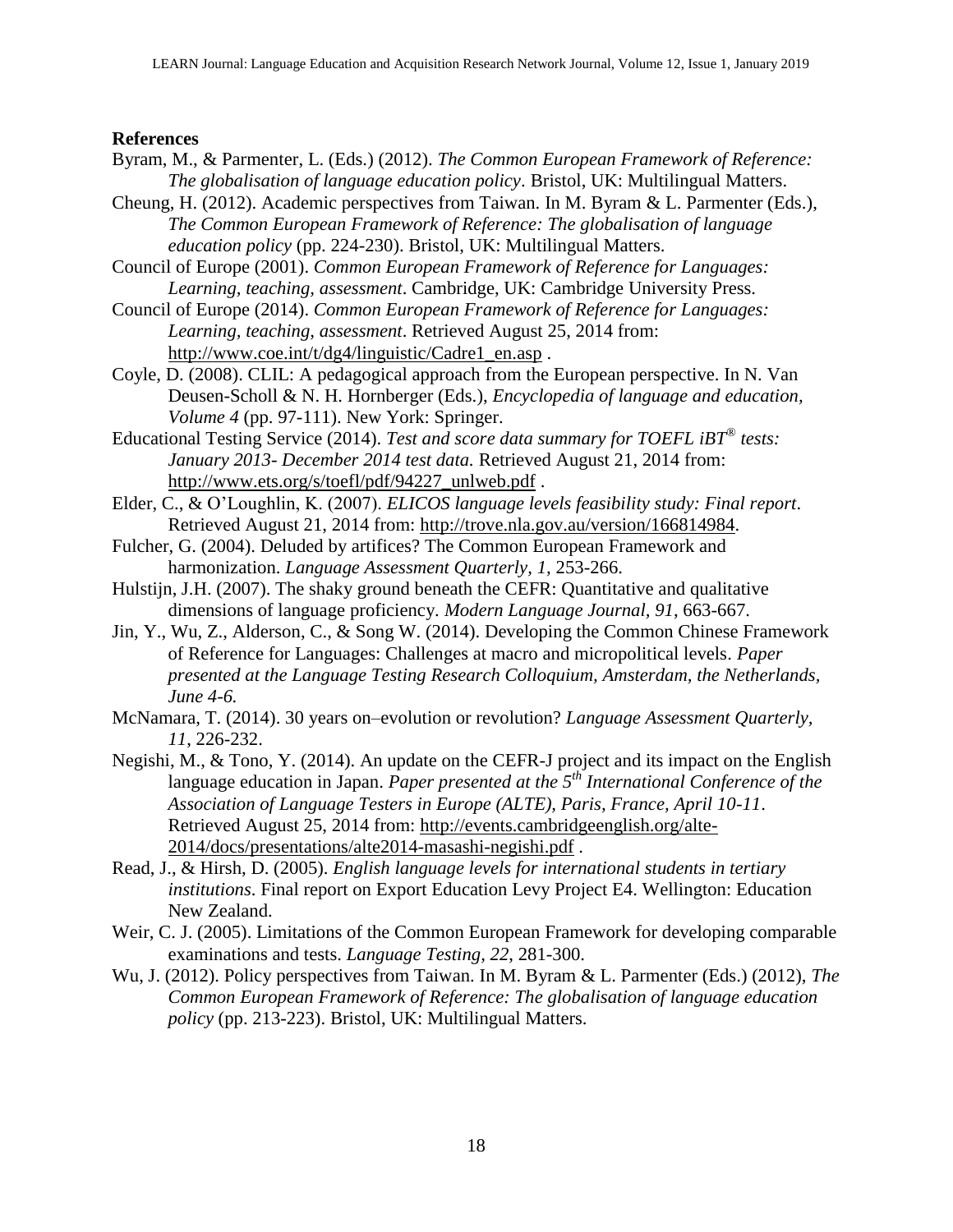**References**

Byram, M., & Parmenter, L. (Eds.) (2012). *The Common European Framework of Reference: The globalisation of language education policy*. Bristol, UK: Multilingual Matters.

Cheung, H. (2012). Academic perspectives from Taiwan. In M. Byram & L. Parmenter (Eds.), *The Common European Framework of Reference: The globalisation of language education policy* (pp. 224-230). Bristol, UK: Multilingual Matters.

Council of Europe (2001). *Common European Framework of Reference for Languages: Learning, teaching, assessment*. Cambridge, UK: Cambridge University Press.

Council of Europe (2014). *Common European Framework of Reference for Languages: Learning, teaching, assessment*. Retrieved August 25, 2014 from: http://www.coe.int/t/dg4/linguistic/Cadre1_en.asp .

Coyle, D. (2008). CLIL: A pedagogical approach from the European perspective. In N. Van Deusen-Scholl & N. H. Hornberger (Eds.), *Encyclopedia of language and education, Volume 4* (pp. 97-111). New York: Springer.

Educational Testing Service (2014). *Test and score data summary for TOEFL iBT® tests: January 2013- December 2014 test data.* Retrieved August 21, 2014 from: http://www.ets.org/s/toefl/pdf/94227_unlweb.pdf .

Elder, C., & O'Loughlin, K. (2007). *ELICOS language levels feasibility study: Final report*. Retrieved August 21, 2014 from: http://trove.nla.gov.au/version/166814984.

Fulcher, G. (2004). Deluded by artifices? The Common European Framework and harmonization. *Language Assessment Quarterly, 1*, 253-266.

Hulstijn, J.H. (2007). The shaky ground beneath the CEFR: Quantitative and qualitative dimensions of language proficiency. *Modern Language Journal, 91*, 663-667.

Jin, Y., Wu, Z., Alderson, C., & Song W. (2014). Developing the Common Chinese Framework of Reference for Languages: Challenges at macro and micropolitical levels. *Paper presented at the Language Testing Research Colloquium, Amsterdam, the Netherlands, June 4-6.*

McNamara, T. (2014). 30 years on–evolution or revolution? *Language Assessment Quarterly, 11*, 226-232.

Negishi, M., & Tono, Y. (2014). An update on the CEFR-J project and its impact on the English language education in Japan. *Paper presented at the 5th International Conference of the Association of Language Testers in Europe (ALTE), Paris, France, April 10-11*. Retrieved August 25, 2014 from: http://events.cambridgeenglish.org/alte-2014/docs/presentations/alte2014-masashi-negishi.pdf .

Read, J., & Hirsh, D. (2005). *English language levels for international students in tertiary institutions*. Final report on Export Education Levy Project E4. Wellington: Education New Zealand.

Weir, C. J. (2005). Limitations of the Common European Framework for developing comparable examinations and tests. *Language Testing, 22*, 281-300.

Wu, J. (2012). Policy perspectives from Taiwan. In M. Byram & L. Parmenter (Eds.) (2012), *The Common European Framework of Reference: The globalisation of language education policy* (pp. 213-223). Bristol, UK: Multilingual Matters.